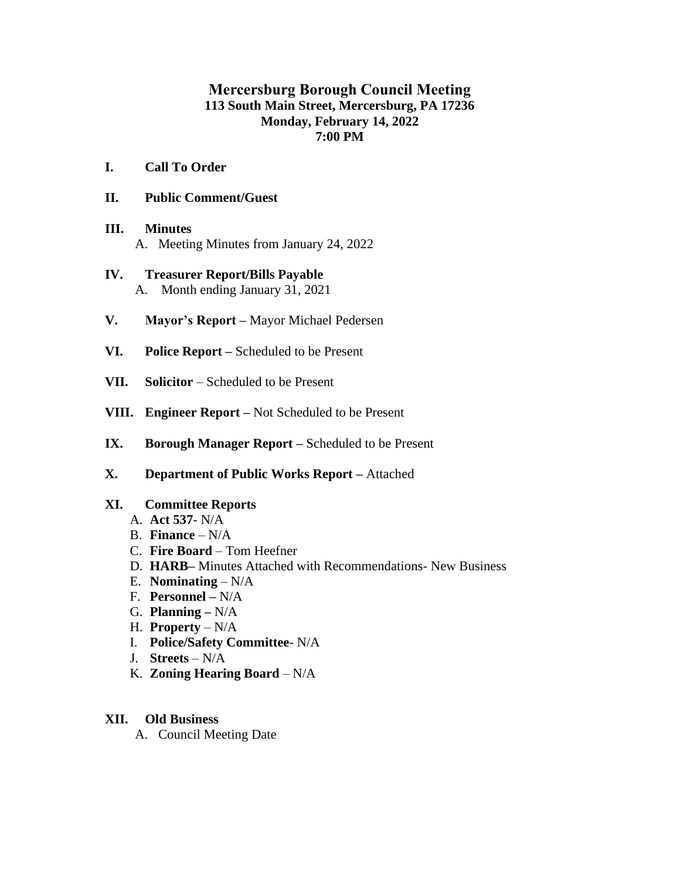# Mercersburg Borough Council Meeting

**113 South Main Street, Mercersburg, PA 17236**
**Monday, February 14, 2022**
**7:00 PM**

**I. Call To Order**

**II. Public Comment/Guest**

**III. Minutes**

A. Meeting Minutes from January 24, 2022

**IV. Treasurer Report/Bills Payable**

A. Month ending January 31, 2021

**V. Mayor's Report –** Mayor Michael Pedersen

**VI. Police Report –** Scheduled to be Present

**VII. Solicitor** – Scheduled to be Present

**VIII. Engineer Report –** Not Scheduled to be Present

**IX. Borough Manager Report –** Scheduled to be Present

**X. Department of Public Works Report –** Attached

**XI. Committee Reports**

A. **Act 537**- N/A
B. **Finance** – N/A
C. **Fire Board** – Tom Heefner
D. **HARB–** Minutes Attached with Recommendations- New Business
E. **Nominating** – N/A
F. **Personnel –** N/A
G. **Planning –** N/A
H. **Property** – N/A
I. **Police/Safety Committee**- N/A
J. **Streets** – N/A
K. **Zoning Hearing Board** – N/A

**XII. Old Business**

A. Council Meeting Date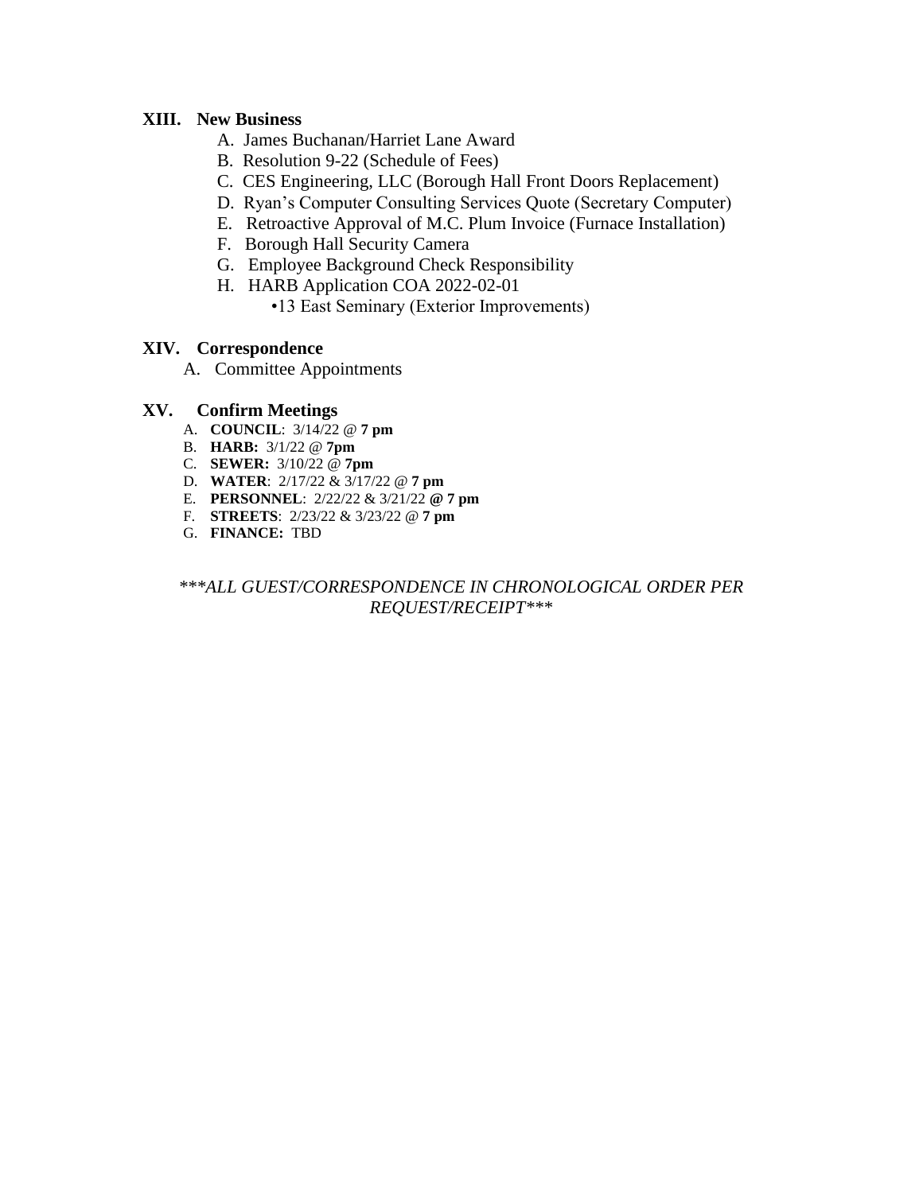## XIII. New Business

A. James Buchanan/Harriet Lane Award
B. Resolution 9-22 (Schedule of Fees)
C. CES Engineering, LLC (Borough Hall Front Doors Replacement)
D. Ryan's Computer Consulting Services Quote (Secretary Computer)
E. Retroactive Approval of M.C. Plum Invoice (Furnace Installation)
F. Borough Hall Security Camera
G. Employee Background Check Responsibility
H. HARB Application COA 2022-02-01
   - 13 East Seminary (Exterior Improvements)

## XIV. Correspondence

A. Committee Appointments

## XV. Confirm Meetings

A. **COUNCIL**: 3/14/22 @ **7 pm**
B. **HARB:** 3/1/22 @ **7pm**
C. **SEWER:** 3/10/22 @ **7pm**
D. **WATER**: 2/17/22 & 3/17/22 @ **7 pm**
E. **PERSONNEL**: 2/22/22 & 3/21/22 **@ 7 pm**
F. **STREETS**: 2/23/22 & 3/23/22 @ **7 pm**
G. **FINANCE:** TBD

*\*\*\*ALL GUEST/CORRESPONDENCE IN CHRONOLOGICAL ORDER PER REQUEST/RECEIPT\*\*\**